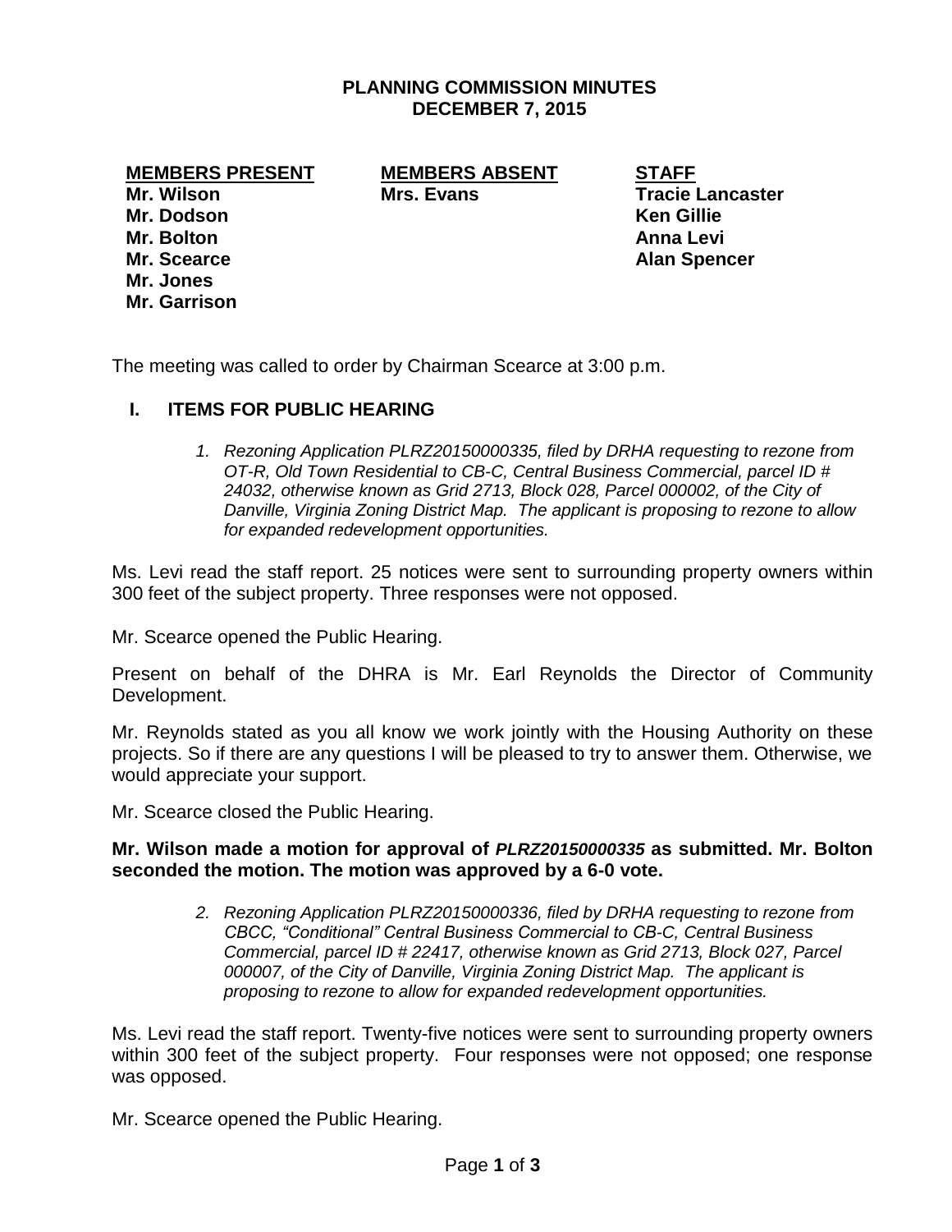# PLANNING COMMISSION MINUTES
## DECEMBER 7, 2015

| MEMBERS PRESENT | MEMBERS ABSENT | STAFF |
|---|---|---|
| Mr. Wilson | Mrs. Evans | Tracie Lancaster |
| Mr. Dodson | | Ken Gillie |
| Mr. Bolton | | Anna Levi |
| Mr. Scearce | | Alan Spencer |
| Mr. Jones | | |
| Mr. Garrison | | |

The meeting was called to order by Chairman Scearce at 3:00 p.m.

## I. ITEMS FOR PUBLIC HEARING

1. *Rezoning Application PLRZ20150000335, filed by DRHA requesting to rezone from OT-R, Old Town Residential to CB-C, Central Business Commercial, parcel ID # 24032, otherwise known as Grid 2713, Block 028, Parcel 000002, of the City of Danville, Virginia Zoning District Map. The applicant is proposing to rezone to allow for expanded redevelopment opportunities.*

Ms. Levi read the staff report. 25 notices were sent to surrounding property owners within 300 feet of the subject property. Three responses were not opposed.

Mr. Scearce opened the Public Hearing.

Present on behalf of the DHRA is Mr. Earl Reynolds the Director of Community Development.

Mr. Reynolds stated as you all know we work jointly with the Housing Authority on these projects. So if there are any questions I will be pleased to try to answer them. Otherwise, we would appreciate your support.

Mr. Scearce closed the Public Hearing.

**Mr. Wilson made a motion for approval of *PLRZ20150000335* as submitted. Mr. Bolton seconded the motion. The motion was approved by a 6-0 vote.**

2. *Rezoning Application PLRZ20150000336, filed by DRHA requesting to rezone from CBCC, "Conditional" Central Business Commercial to CB-C, Central Business Commercial, parcel ID # 22417, otherwise known as Grid 2713, Block 027, Parcel 000007, of the City of Danville, Virginia Zoning District Map. The applicant is proposing to rezone to allow for expanded redevelopment opportunities.*

Ms. Levi read the staff report. Twenty-five notices were sent to surrounding property owners within 300 feet of the subject property. Four responses were not opposed; one response was opposed.

Mr. Scearce opened the Public Hearing.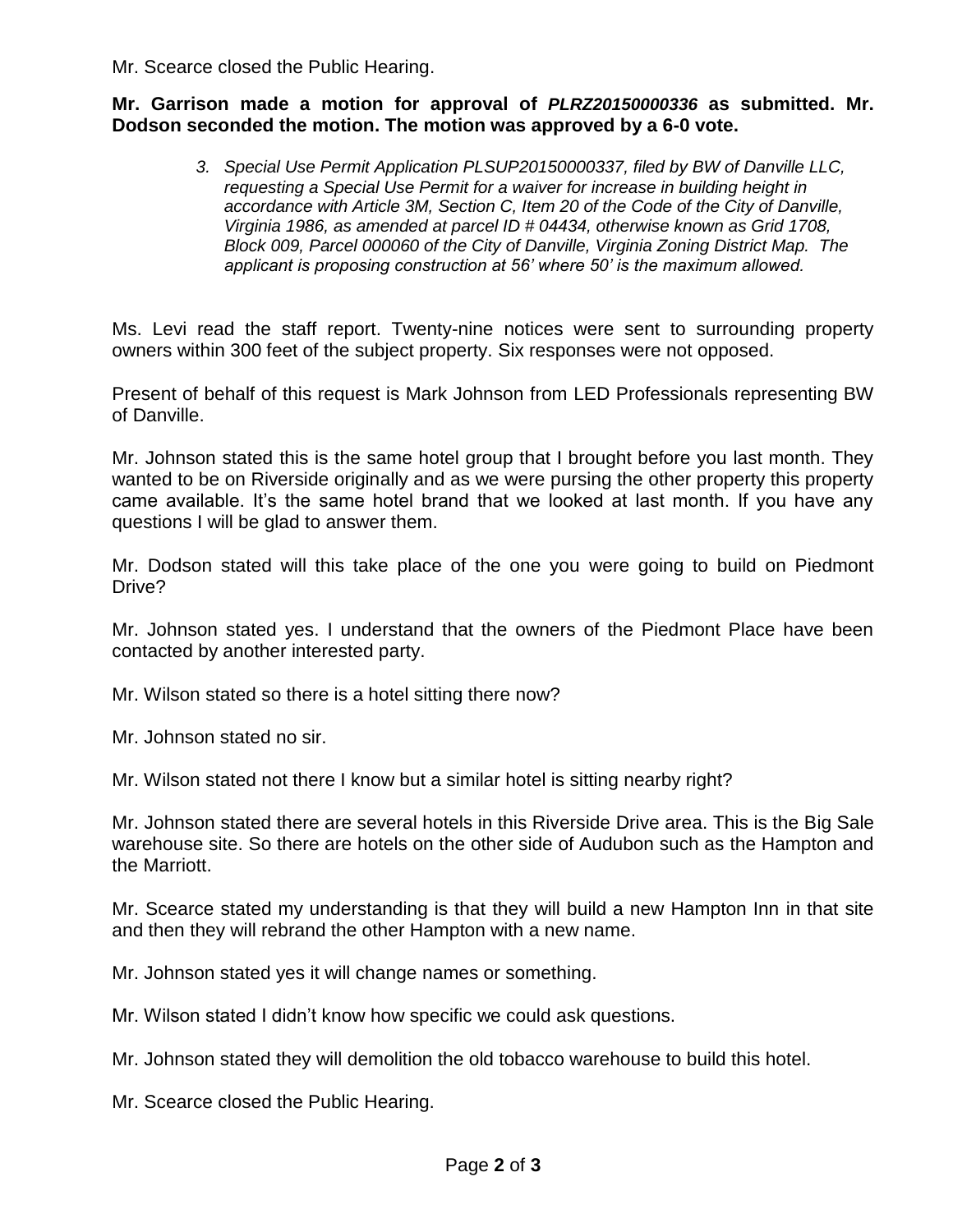Mr. Scearce closed the Public Hearing.

**Mr. Garrison made a motion for approval of *PLRZ20150000336* as submitted. Mr. Dodson seconded the motion. The motion was approved by a 6-0 vote.**

> 3. *Special Use Permit Application PLSUP20150000337, filed by BW of Danville LLC, requesting a Special Use Permit for a waiver for increase in building height in accordance with Article 3M, Section C, Item 20 of the Code of the City of Danville, Virginia 1986, as amended at parcel ID # 04434, otherwise known as Grid 1708, Block 009, Parcel 000060 of the City of Danville, Virginia Zoning District Map. The applicant is proposing construction at 56' where 50' is the maximum allowed.*

Ms. Levi read the staff report. Twenty-nine notices were sent to surrounding property owners within 300 feet of the subject property. Six responses were not opposed.

Present of behalf of this request is Mark Johnson from LED Professionals representing BW of Danville.

Mr. Johnson stated this is the same hotel group that I brought before you last month. They wanted to be on Riverside originally and as we were pursing the other property this property came available. It's the same hotel brand that we looked at last month. If you have any questions I will be glad to answer them.

Mr. Dodson stated will this take place of the one you were going to build on Piedmont Drive?

Mr. Johnson stated yes. I understand that the owners of the Piedmont Place have been contacted by another interested party.

Mr. Wilson stated so there is a hotel sitting there now?

Mr. Johnson stated no sir.

Mr. Wilson stated not there I know but a similar hotel is sitting nearby right?

Mr. Johnson stated there are several hotels in this Riverside Drive area. This is the Big Sale warehouse site. So there are hotels on the other side of Audubon such as the Hampton and the Marriott.

Mr. Scearce stated my understanding is that they will build a new Hampton Inn in that site and then they will rebrand the other Hampton with a new name.

Mr. Johnson stated yes it will change names or something.

Mr. Wilson stated I didn't know how specific we could ask questions.

Mr. Johnson stated they will demolition the old tobacco warehouse to build this hotel.

Mr. Scearce closed the Public Hearing.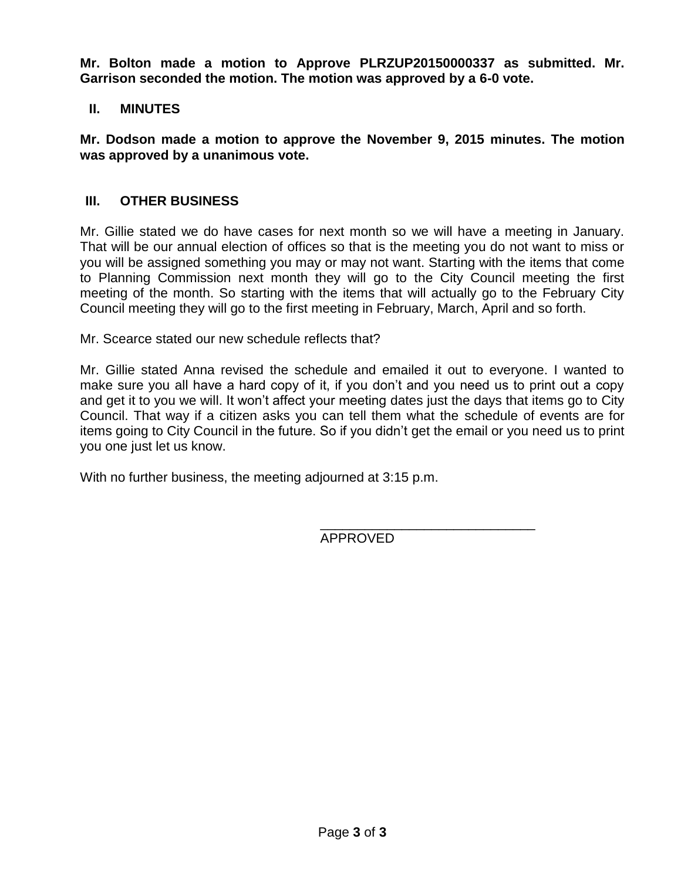**Mr. Bolton made a motion to Approve PLRZUP20150000337 as submitted. Mr. Garrison seconded the motion. The motion was approved by a 6-0 vote.**

## II. MINUTES

**Mr. Dodson made a motion to approve the November 9, 2015 minutes. The motion was approved by a unanimous vote.**

## III. OTHER BUSINESS

Mr. Gillie stated we do have cases for next month so we will have a meeting in January. That will be our annual election of offices so that is the meeting you do not want to miss or you will be assigned something you may or may not want. Starting with the items that come to Planning Commission next month they will go to the City Council meeting the first meeting of the month. So starting with the items that will actually go to the February City Council meeting they will go to the first meeting in February, March, April and so forth.

Mr. Scearce stated our new schedule reflects that?

Mr. Gillie stated Anna revised the schedule and emailed it out to everyone. I wanted to make sure you all have a hard copy of it, if you don't and you need us to print out a copy and get it to you we will. It won't affect your meeting dates just the days that items go to City Council. That way if a citizen asks you can tell them what the schedule of events are for items going to City Council in the future. So if you didn't get the email or you need us to print you one just let us know.

With no further business, the meeting adjourned at 3:15 p.m.

\_\_\_\_\_\_\_\_\_\_\_\_\_\_\_\_\_\_\_\_\_\_\_\_\_\_\_\_\_\_

APPROVED